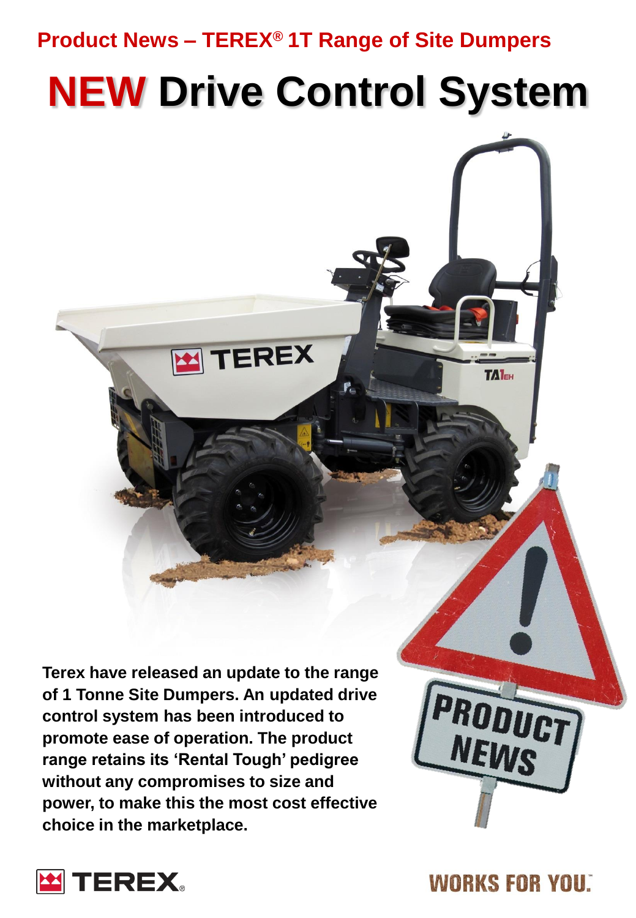Product News – TERE[®] 1T Range of Site Dumpers

# NEW Drive Control System

**Terex have released an update to the range of 1 Tonne Site Dumpers. An updated drive control system has been introduced to promote ease of operation. The product range retains its 'Rental Tough' pedigree without any compromises to size and power, to make this the most cost effective choice in the marketplace.**

WORKS FOR YOU.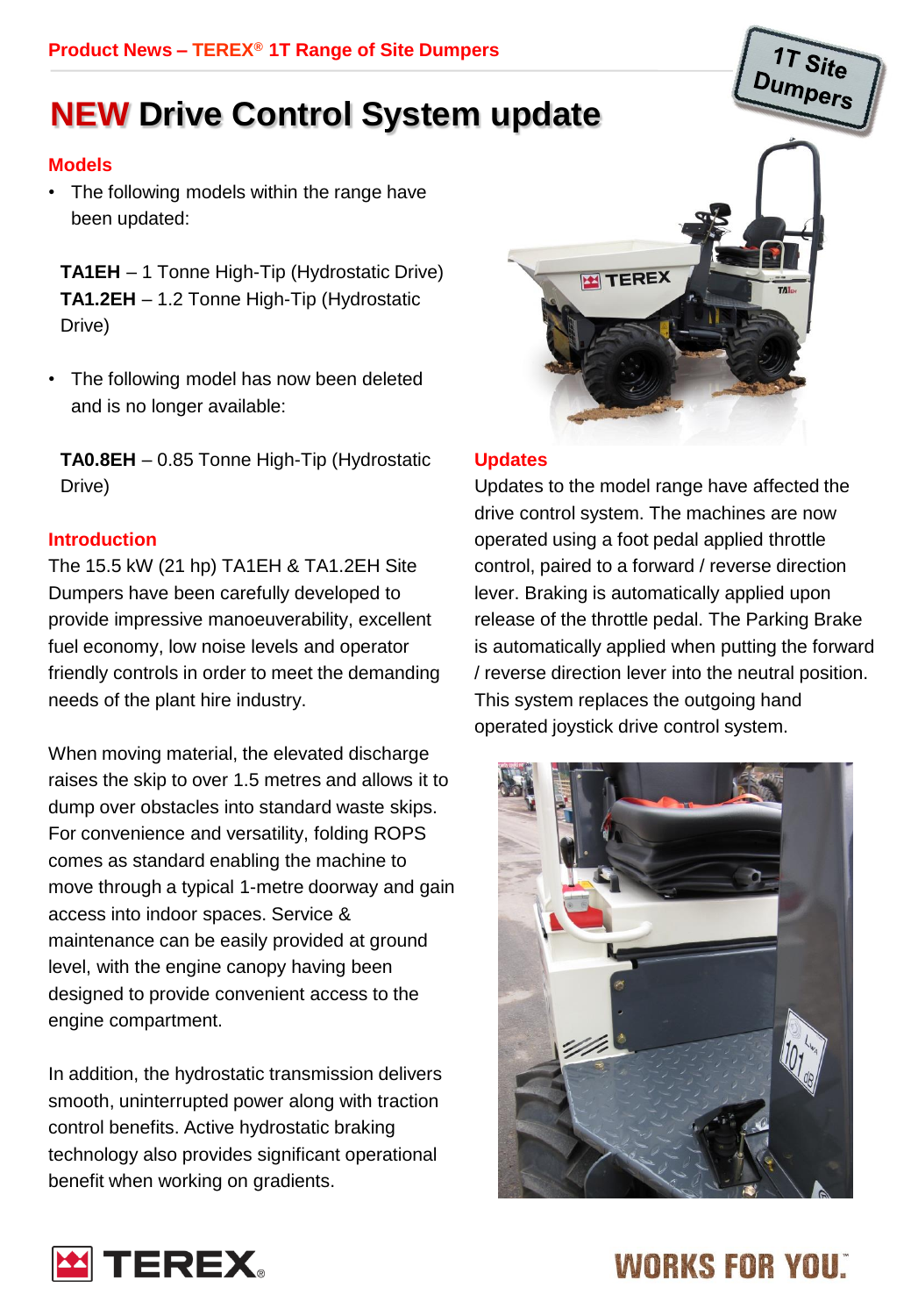Product News – TEREX® 1T Range of Site Dumpers

# NEW Drive Control System update

## Models

- The following models within the range have been updated:

**TA1EH** – 1 Tonne High-Tip (Hydrostatic Drive)
**TA1.2EH** – 1.2 Tonne High-Tip (Hydrostatic Drive)

- The following model has now been deleted and is no longer available:

**TA0.8EH** – 0.85 Tonne High-Tip (Hydrostatic Drive)

## Introduction

The 15.5 kW (21 hp) TA1EH & TA1.2EH Site Dumpers have been carefully developed to provide impressive manoeuverability, excellent fuel economy, low noise levels and operator friendly controls in order to meet the demanding needs of the plant hire industry.

When moving material, the elevated discharge raises the skip to over 1.5 metres and allows it to dump over obstacles into standard waste skips. For convenience and versatility, folding ROPS comes as standard enabling the machine to move through a typical 1-metre doorway and gain access into indoor spaces. Service & maintenance can be easily provided at ground level, with the engine canopy having been designed to provide convenient access to the engine compartment.

In addition, the hydrostatic transmission delivers smooth, uninterrupted power along with traction control benefits. Active hydrostatic braking technology also provides significant operational benefit when working on gradients.

## Updates

Updates to the model range have affected the drive control system. The machines are now operated using a foot pedal applied throttle control, paired to a forward / reverse direction lever. Braking is automatically applied upon release of the throttle pedal. The Parking Brake is automatically applied when putting the forward / reverse direction lever into the neutral position. This system replaces the outgoing hand operated joystick drive control system.

TEREX WORKS FOR YOU.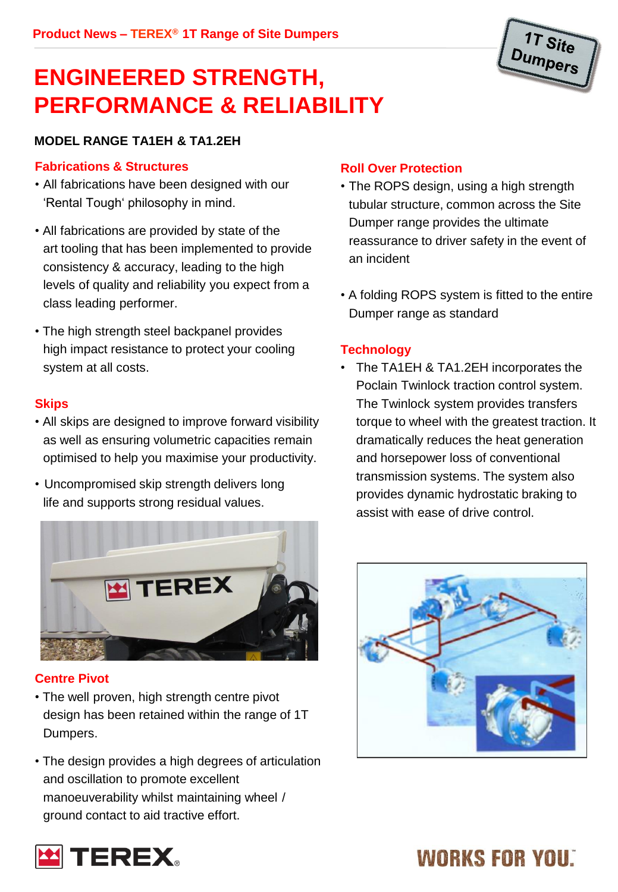Product News – TEREX® 1T Range of Site Dumpers

# ENGINEERED STRENGTH, PERFORMANCE & RELIABILITY

**MODEL RANGE TA1EH & TA1.2EH**

## Fabrications & Structures

- All fabrications have been designed with our 'Rental Tough' philosophy in mind.
- All fabrications are provided by state of the art tooling that has been implemented to provide consistency & accuracy, leading to the high levels of quality and reliability you expect from a class leading performer.
- The high strength steel backpanel provides high impact resistance to protect your cooling system at all costs.

## Skips

- All skips are designed to improve forward visibility as well as ensuring volumetric capacities remain optimised to help you maximise your productivity.
- Uncompromised skip strength delivers long life and supports strong residual values.

## Centre Pivot

- The well proven, high strength centre pivot design has been retained within the range of 1T Dumpers.
- The design provides a high degrees of articulation and oscillation to promote excellent manoeuverability whilst maintaining wheel / ground contact to aid tractive effort.

## Roll Over Protection

- The ROPS design, using a high strength tubular structure, common across the Site Dumper range provides the ultimate reassurance to driver safety in the event of an incident
- A folding ROPS system is fitted to the entire Dumper range as standard

## Technology

- The TA1EH & TA1.2EH incorporates the Poclain Twinlock traction control system. The Twinlock system provides transfers torque to wheel with the greatest traction. It dramatically reduces the heat generation and horsepower loss of conventional transmission systems. The system also provides dynamic hydrostatic braking to assist with ease of drive control.

TEREX® WORKS FOR YOU.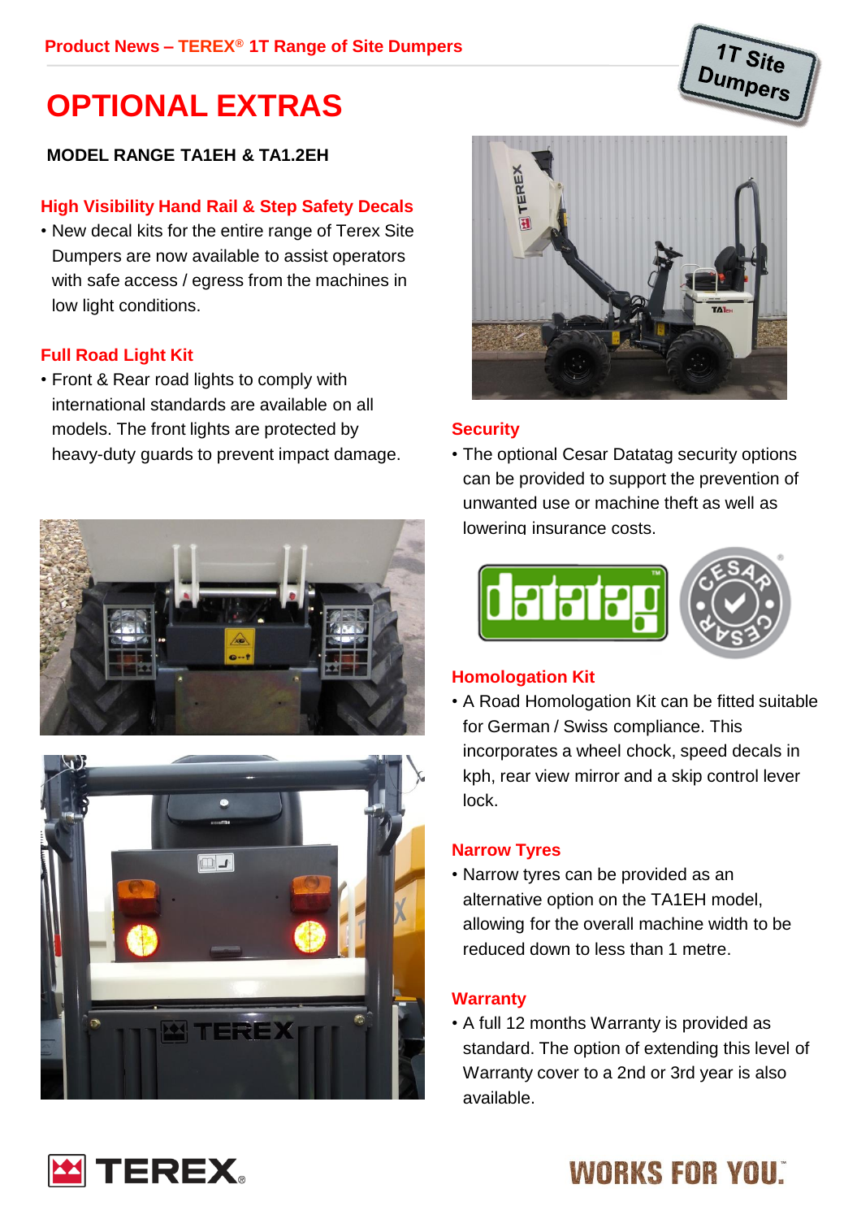# OPTIONAL EXTRAS

**MODEL RANGE TA1EH & TA1.2EH**

## High Visibility Hand Rail & Step Safety Decals

- New decal kits for the entire range of Terex Site Dumpers are now available to assist operators with safe access / egress from the machines in low light conditions.

## Full Road Light Kit

- Front & Rear road lights to comply with international standards are available on all models. The front lights are protected by heavy-duty guards to prevent impact damage.

## Security

- The optional Cesar Datatag security options can be provided to support the prevention of unwanted use or machine theft as well as lowering insurance costs.

## Homologation Kit

- A Road Homologation Kit can be fitted suitable for German / Swiss compliance. This incorporates a wheel chock, speed decals in kph, rear view mirror and a skip control lever lock.

## Narrow Tyres

- Narrow tyres can be provided as an alternative option on the TA1EH model, allowing for the overall machine width to be reduced down to less than 1 metre.

## Warranty

- A full 12 months Warranty is provided as standard. The option of extending this level of Warranty cover to a 2nd or 3rd year is also available.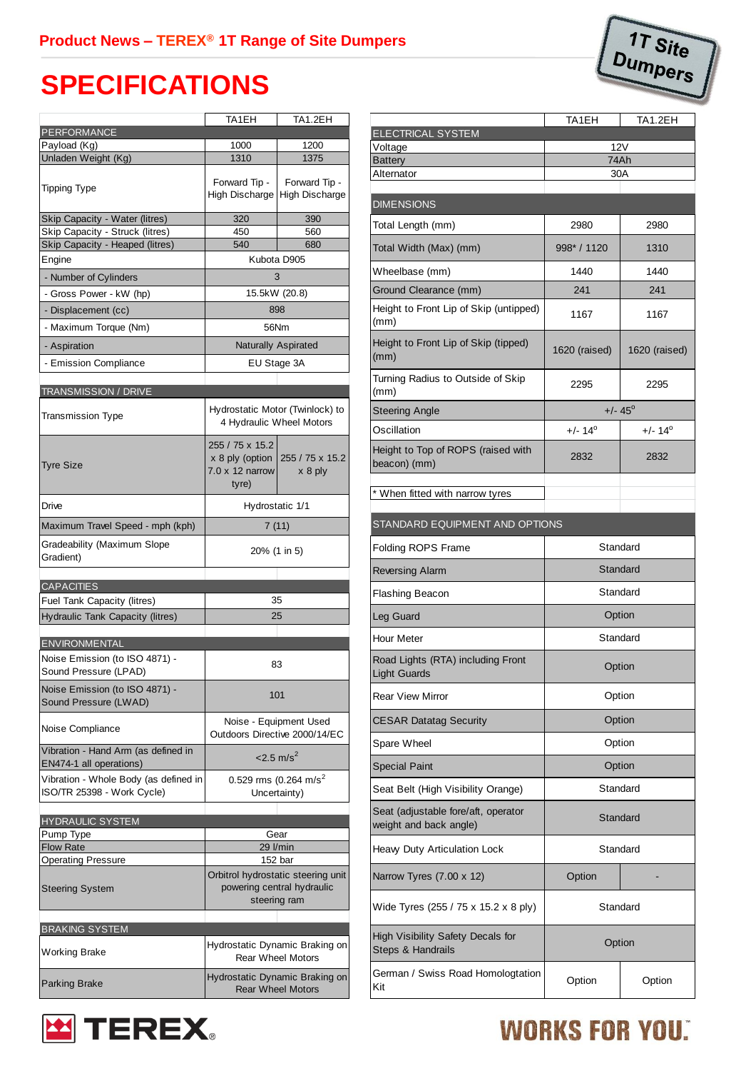# Product News – TEREX® 1T Range of Site Dumpers

1T Site Dumpers

# SPECIFICATIONS

| | TA1EH | TA1.2EH |
|---|---|---|
| **PERFORMANCE** | | |
| Payload (Kg) | 1000 | 1200 |
| Unladen Weight (Kg) | 1310 | 1375 |
| Tipping Type | Forward Tip - High Discharge | Forward Tip - High Discharge |
| Skip Capacity - Water (litres) | 320 | 390 |
| Skip Capacity - Struck (litres) | 450 | 560 |
| Skip Capacity - Heaped (litres) | 540 | 680 |
| Engine | Kubota D905 | |
| - Number of Cylinders | 3 | |
| - Gross Power - kW (hp) | 15.5kW (20.8) | |
| - Displacement (cc) | 898 | |
| - Maximum Torque (Nm) | 56Nm | |
| - Aspiration | Naturally Aspirated | |
| - Emission Compliance | EU Stage 3A | |
| **TRANSMISSION / DRIVE** | | |
| Transmission Type | Hydrostatic Motor (Twinlock) to 4 Hydraulic Wheel Motors | |
| Tyre Size | 255 / 75 x 15.2 x 8 ply (option 7.0 x 12 narrow tyre) | 255 / 75 x 15.2 x 8 ply |
| Drive | Hydrostatic 1/1 | |
| Maximum Travel Speed - mph (kph) | 7 (11) | |
| Gradeability (Maximum Slope Gradient) | 20% (1 in 5) | |
| **CAPACITIES** | | |
| Fuel Tank Capacity (litres) | 35 | |
| Hydraulic Tank Capacity (litres) | 25 | |
| **ENVIRONMENTAL** | | |
| Noise Emission (to ISO 4871) - Sound Pressure (LPAD) | 83 | |
| Noise Emission (to ISO 4871) - Sound Pressure (LWAD) | 101 | |
| Noise Compliance | Noise - Equipment Used Outdoors Directive 2000/14/EC | |
| Vibration - Hand Arm (as defined in EN474-1 all operations) | <2.5 $m/s^2$ | |
| Vibration - Whole Body (as defined in ISO/TR 25398 - Work Cycle) | 0.529 rms (0.264 $m/s^2$ Uncertainty) | |
| **HYDRAULIC SYSTEM** | | |
| Pump Type | Gear | |
| Flow Rate | 29 l/min | |
| Operating Pressure | 152 bar | |
| Steering System | Orbitrol hydrostatic steering unit powering central hydraulic steering ram | |
| **BRAKING SYSTEM** | | |
| Working Brake | Hydrostatic Dynamic Braking on Rear Wheel Motors | |
| Parking Brake | Hydrostatic Dynamic Braking on Rear Wheel Motors | |

| | TA1EH | TA1.2EH |
|---|---|---|
| **ELECTRICAL SYSTEM** | | |
| Voltage | 12V | |
| Battery | 74Ah | |
| Alternator | 30A | |
| **DIMENSIONS** | | |
| Total Length (mm) | 2980 | 2980 |
| Total Width (Max) (mm) | 998* / 1120 | 1310 |
| Wheelbase (mm) | 1440 | 1440 |
| Ground Clearance (mm) | 241 | 241 |
| Height to Front Lip of Skip (untipped) (mm) | 1167 | 1167 |
| Height to Front Lip of Skip (tipped) (mm) | 1620 (raised) | 1620 (raised) |
| Turning Radius to Outside of Skip (mm) | 2295 | 2295 |
| Steering Angle | +/- 45° | |
| Oscillation | +/- 14° | +/- 14° |
| Height to Top of ROPS (raised with beacon) (mm) | 2832 | 2832 |
| * When fitted with narrow tyres | | |
| **STANDARD EQUIPMENT AND OPTIONS** | | |
| Folding ROPS Frame | Standard | |
| Reversing Alarm | Standard | |
| Flashing Beacon | Standard | |
| Leg Guard | Option | |
| Hour Meter | Standard | |
| Road Lights (RTA) including Front Light Guards | Option | |
| Rear View Mirror | Option | |
| CESAR Datatag Security | Option | |
| Spare Wheel | Option | |
| Special Paint | Option | |
| Seat Belt (High Visibility Orange) | Standard | |
| Seat (adjustable fore/aft, operator weight and back angle) | Standard | |
| Heavy Duty Articulation Lock | Standard | |
| Narrow Tyres (7.00 x 12) | Option | - |
| Wide Tyres (255 / 75 x 15.2 x 8 ply) | Standard | |
| High Visibility Safety Decals for Steps & Handrails | Option | |
| German / Swiss Road Homologtation Kit | Option | Option |

TEREX® WORKS FOR YOU.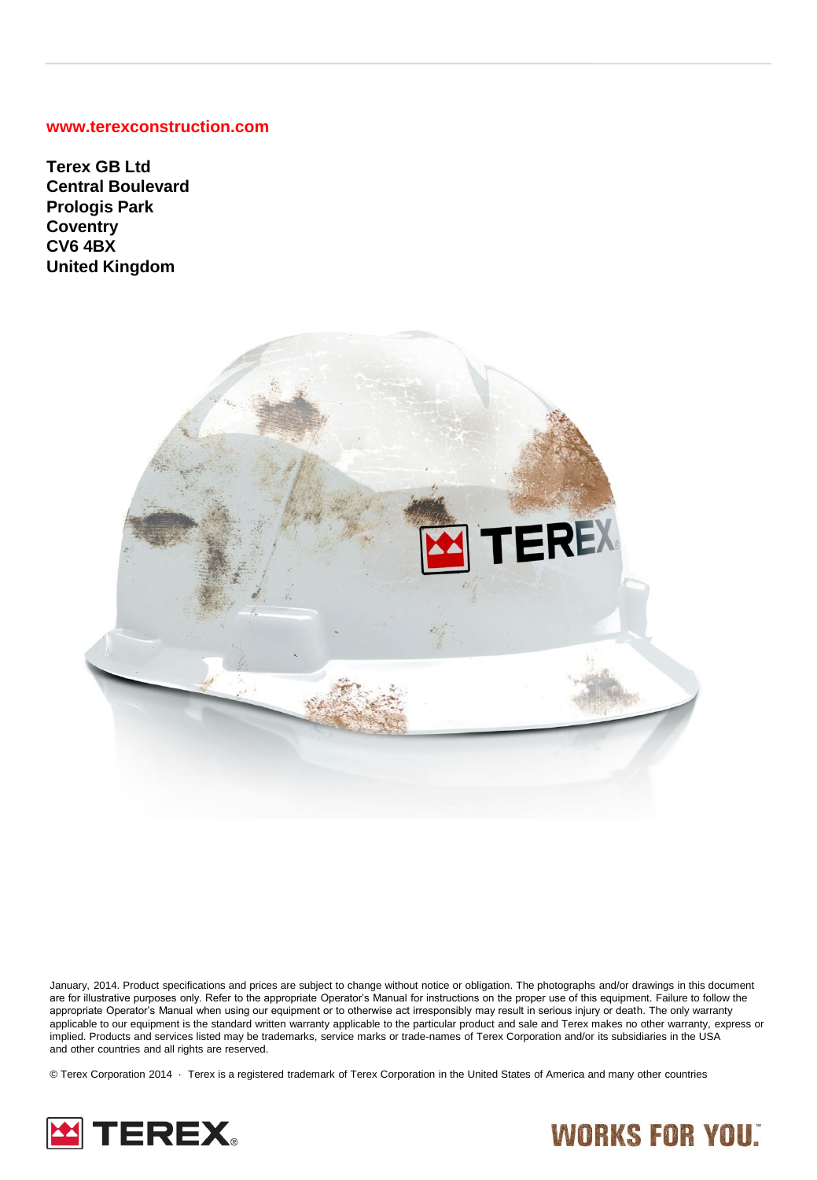**www.terexconstruction.com**

**Terex GB Ltd**
**Central Boulevard**
**Prologis Park**
**Coventry**
**CV6 4BX**
**United Kingdom**

January, 2014. Product specifications and prices are subject to change without notice or obligation. The photographs and/or drawings in this document are for illustrative purposes only. Refer to the appropriate Operator's Manual for instructions on the proper use of this equipment. Failure to follow the appropriate Operator's Manual when using our equipment or to otherwise act irresponsibly may result in serious injury or death. The only warranty applicable to our equipment is the standard written warranty applicable to the particular product and sale and Terex makes no other warranty, express or implied. Products and services listed may be trademarks, service marks or trade-names of Terex Corporation and/or its subsidiaries in the USA and other countries and all rights are reserved.

© Terex Corporation 2014 · Terex is a registered trademark of Terex Corporation in the United States of America and many other countries

TEREX®

WORKS FOR YOU.™